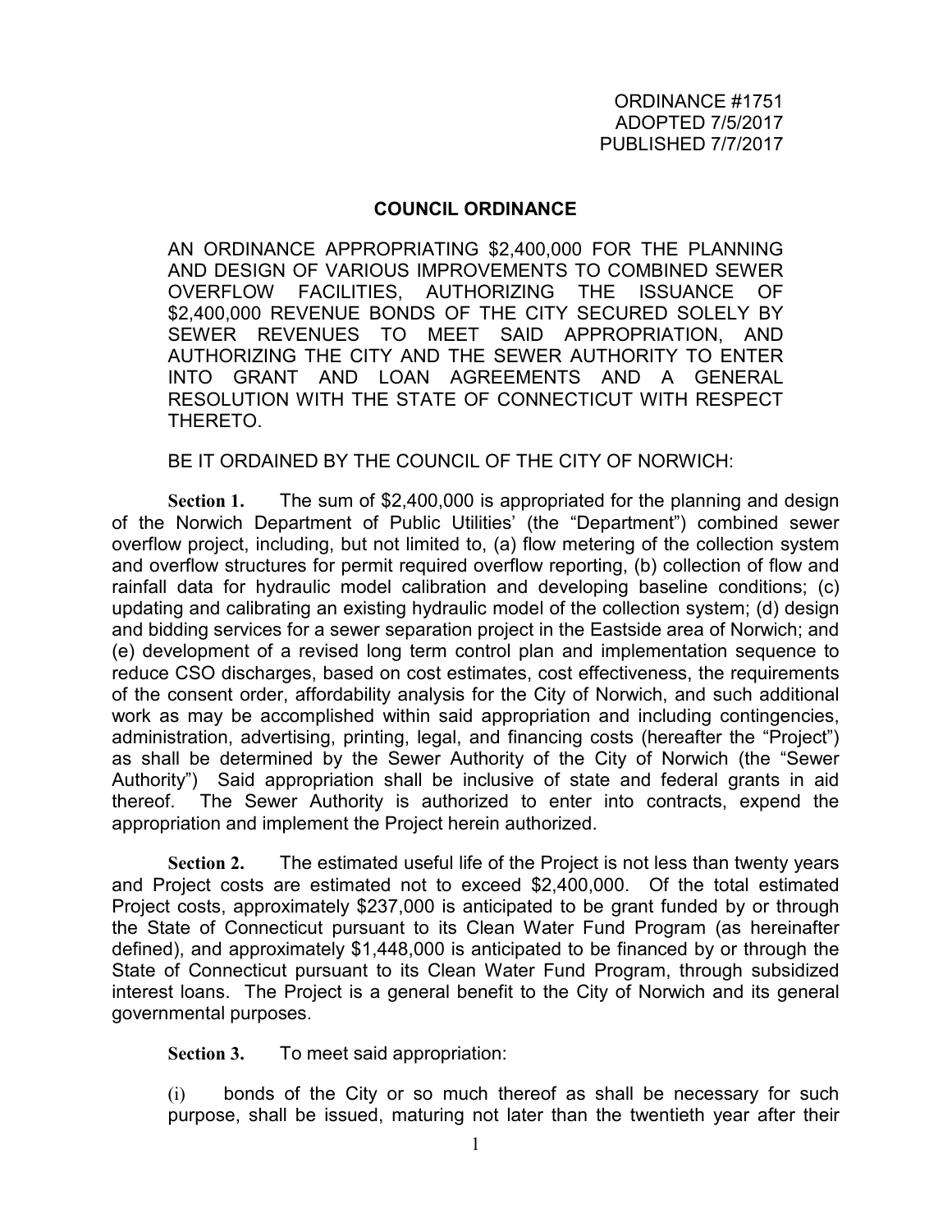ORDINANCE #1751
ADOPTED 7/5/2017
PUBLISHED 7/7/2017

## COUNCIL ORDINANCE

AN ORDINANCE APPROPRIATING $2,400,000 FOR THE PLANNING AND DESIGN OF VARIOUS IMPROVEMENTS TO COMBINED SEWER OVERFLOW FACILITIES, AUTHORIZING THE ISSUANCE OF $2,400,000 REVENUE BONDS OF THE CITY SECURED SOLELY BY SEWER REVENUES TO MEET SAID APPROPRIATION, AND AUTHORIZING THE CITY AND THE SEWER AUTHORITY TO ENTER INTO GRANT AND LOAN AGREEMENTS AND A GENERAL RESOLUTION WITH THE STATE OF CONNECTICUT WITH RESPECT THERETO.

BE IT ORDAINED BY THE COUNCIL OF THE CITY OF NORWICH:

**Section 1.** The sum of $2,400,000 is appropriated for the planning and design of the Norwich Department of Public Utilities' (the "Department") combined sewer overflow project, including, but not limited to, (a) flow metering of the collection system and overflow structures for permit required overflow reporting, (b) collection of flow and rainfall data for hydraulic model calibration and developing baseline conditions; (c) updating and calibrating an existing hydraulic model of the collection system; (d) design and bidding services for a sewer separation project in the Eastside area of Norwich; and (e) development of a revised long term control plan and implementation sequence to reduce CSO discharges, based on cost estimates, cost effectiveness, the requirements of the consent order, affordability analysis for the City of Norwich, and such additional work as may be accomplished within said appropriation and including contingencies, administration, advertising, printing, legal, and financing costs (hereafter the "Project") as shall be determined by the Sewer Authority of the City of Norwich (the "Sewer Authority") Said appropriation shall be inclusive of state and federal grants in aid thereof. The Sewer Authority is authorized to enter into contracts, expend the appropriation and implement the Project herein authorized.

**Section 2.** The estimated useful life of the Project is not less than twenty years and Project costs are estimated not to exceed $2,400,000. Of the total estimated Project costs, approximately $237,000 is anticipated to be grant funded by or through the State of Connecticut pursuant to its Clean Water Fund Program (as hereinafter defined), and approximately $1,448,000 is anticipated to be financed by or through the State of Connecticut pursuant to its Clean Water Fund Program, through subsidized interest loans. The Project is a general benefit to the City of Norwich and its general governmental purposes.

**Section 3.** To meet said appropriation:

(i) bonds of the City or so much thereof as shall be necessary for such purpose, shall be issued, maturing not later than the twentieth year after their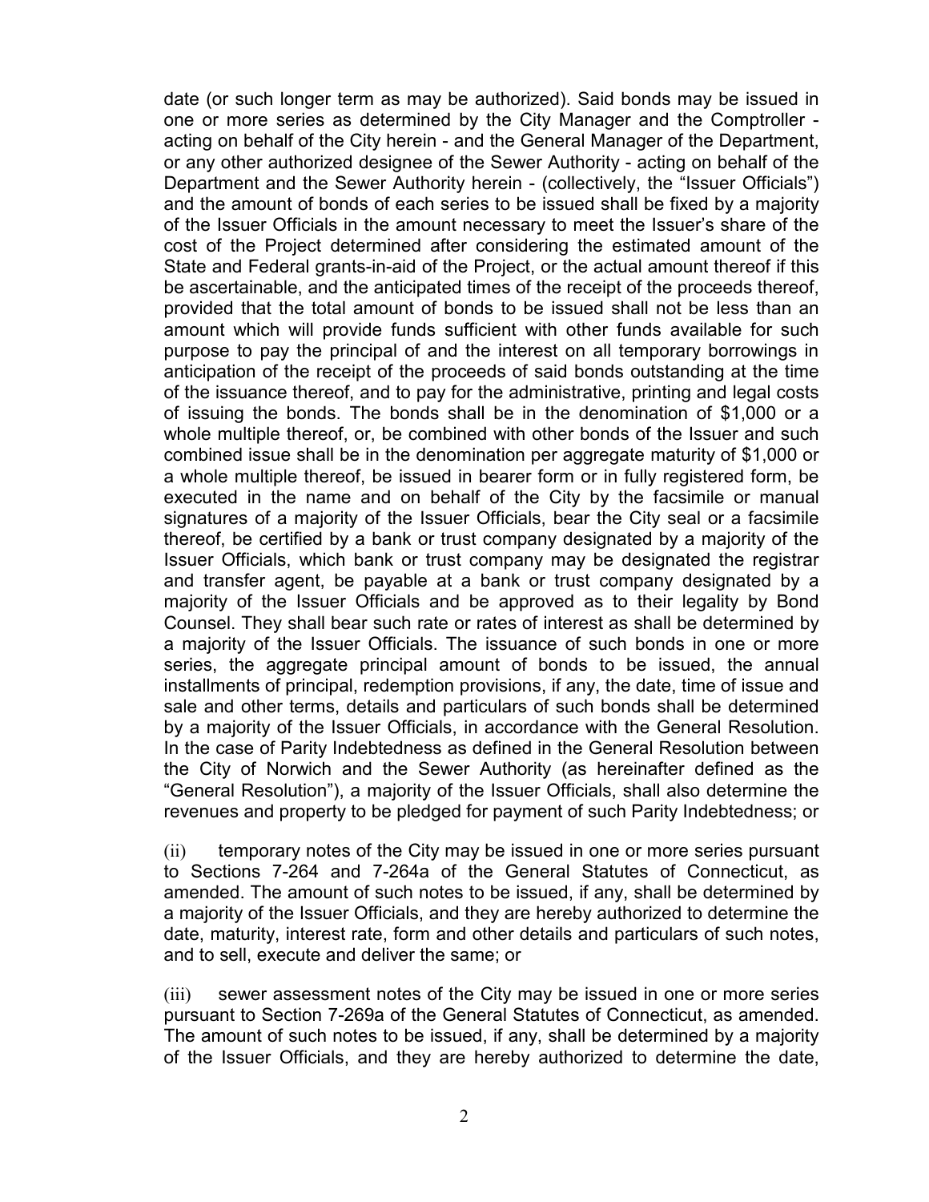date (or such longer term as may be authorized). Said bonds may be issued in one or more series as determined by the City Manager and the Comptroller - acting on behalf of the City herein - and the General Manager of the Department, or any other authorized designee of the Sewer Authority - acting on behalf of the Department and the Sewer Authority herein - (collectively, the "Issuer Officials") and the amount of bonds of each series to be issued shall be fixed by a majority of the Issuer Officials in the amount necessary to meet the Issuer's share of the cost of the Project determined after considering the estimated amount of the State and Federal grants-in-aid of the Project, or the actual amount thereof if this be ascertainable, and the anticipated times of the receipt of the proceeds thereof, provided that the total amount of bonds to be issued shall not be less than an amount which will provide funds sufficient with other funds available for such purpose to pay the principal of and the interest on all temporary borrowings in anticipation of the receipt of the proceeds of said bonds outstanding at the time of the issuance thereof, and to pay for the administrative, printing and legal costs of issuing the bonds. The bonds shall be in the denomination of $1,000 or a whole multiple thereof, or, be combined with other bonds of the Issuer and such combined issue shall be in the denomination per aggregate maturity of $1,000 or a whole multiple thereof, be issued in bearer form or in fully registered form, be executed in the name and on behalf of the City by the facsimile or manual signatures of a majority of the Issuer Officials, bear the City seal or a facsimile thereof, be certified by a bank or trust company designated by a majority of the Issuer Officials, which bank or trust company may be designated the registrar and transfer agent, be payable at a bank or trust company designated by a majority of the Issuer Officials and be approved as to their legality by Bond Counsel. They shall bear such rate or rates of interest as shall be determined by a majority of the Issuer Officials. The issuance of such bonds in one or more series, the aggregate principal amount of bonds to be issued, the annual installments of principal, redemption provisions, if any, the date, time of issue and sale and other terms, details and particulars of such bonds shall be determined by a majority of the Issuer Officials, in accordance with the General Resolution. In the case of Parity Indebtedness as defined in the General Resolution between the City of Norwich and the Sewer Authority (as hereinafter defined as the "General Resolution"), a majority of the Issuer Officials, shall also determine the revenues and property to be pledged for payment of such Parity Indebtedness; or

(ii) temporary notes of the City may be issued in one or more series pursuant to Sections 7-264 and 7-264a of the General Statutes of Connecticut, as amended. The amount of such notes to be issued, if any, shall be determined by a majority of the Issuer Officials, and they are hereby authorized to determine the date, maturity, interest rate, form and other details and particulars of such notes, and to sell, execute and deliver the same; or

(iii) sewer assessment notes of the City may be issued in one or more series pursuant to Section 7-269a of the General Statutes of Connecticut, as amended. The amount of such notes to be issued, if any, shall be determined by a majority of the Issuer Officials, and they are hereby authorized to determine the date,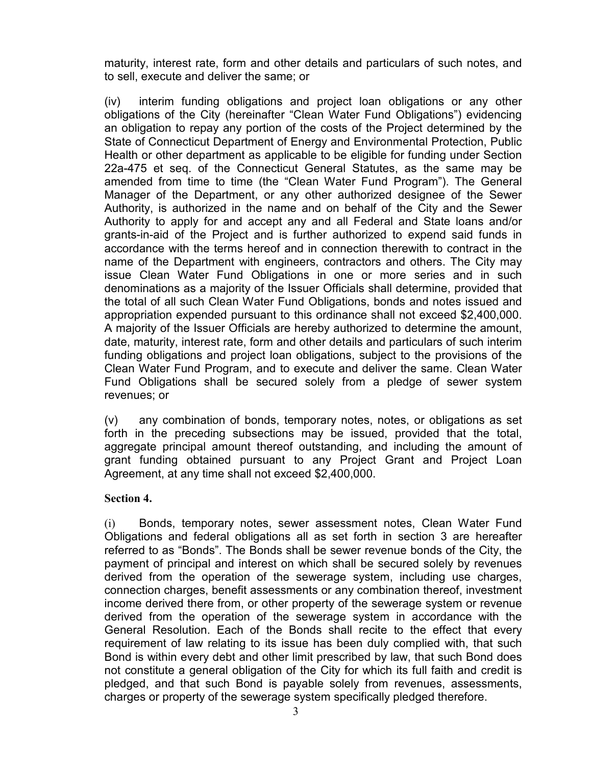maturity, interest rate, form and other details and particulars of such notes, and to sell, execute and deliver the same; or

(iv) interim funding obligations and project loan obligations or any other obligations of the City (hereinafter "Clean Water Fund Obligations") evidencing an obligation to repay any portion of the costs of the Project determined by the State of Connecticut Department of Energy and Environmental Protection, Public Health or other department as applicable to be eligible for funding under Section 22a-475 et seq. of the Connecticut General Statutes, as the same may be amended from time to time (the "Clean Water Fund Program"). The General Manager of the Department, or any other authorized designee of the Sewer Authority, is authorized in the name and on behalf of the City and the Sewer Authority to apply for and accept any and all Federal and State loans and/or grants-in-aid of the Project and is further authorized to expend said funds in accordance with the terms hereof and in connection therewith to contract in the name of the Department with engineers, contractors and others. The City may issue Clean Water Fund Obligations in one or more series and in such denominations as a majority of the Issuer Officials shall determine, provided that the total of all such Clean Water Fund Obligations, bonds and notes issued and appropriation expended pursuant to this ordinance shall not exceed $2,400,000. A majority of the Issuer Officials are hereby authorized to determine the amount, date, maturity, interest rate, form and other details and particulars of such interim funding obligations and project loan obligations, subject to the provisions of the Clean Water Fund Program, and to execute and deliver the same. Clean Water Fund Obligations shall be secured solely from a pledge of sewer system revenues; or

(v) any combination of bonds, temporary notes, notes, or obligations as set forth in the preceding subsections may be issued, provided that the total, aggregate principal amount thereof outstanding, and including the amount of grant funding obtained pursuant to any Project Grant and Project Loan Agreement, at any time shall not exceed $2,400,000.

**Section 4.**

(i) Bonds, temporary notes, sewer assessment notes, Clean Water Fund Obligations and federal obligations all as set forth in section 3 are hereafter referred to as "Bonds". The Bonds shall be sewer revenue bonds of the City, the payment of principal and interest on which shall be secured solely by revenues derived from the operation of the sewerage system, including use charges, connection charges, benefit assessments or any combination thereof, investment income derived there from, or other property of the sewerage system or revenue derived from the operation of the sewerage system in accordance with the General Resolution. Each of the Bonds shall recite to the effect that every requirement of law relating to its issue has been duly complied with, that such Bond is within every debt and other limit prescribed by law, that such Bond does not constitute a general obligation of the City for which its full faith and credit is pledged, and that such Bond is payable solely from revenues, assessments, charges or property of the sewerage system specifically pledged therefore.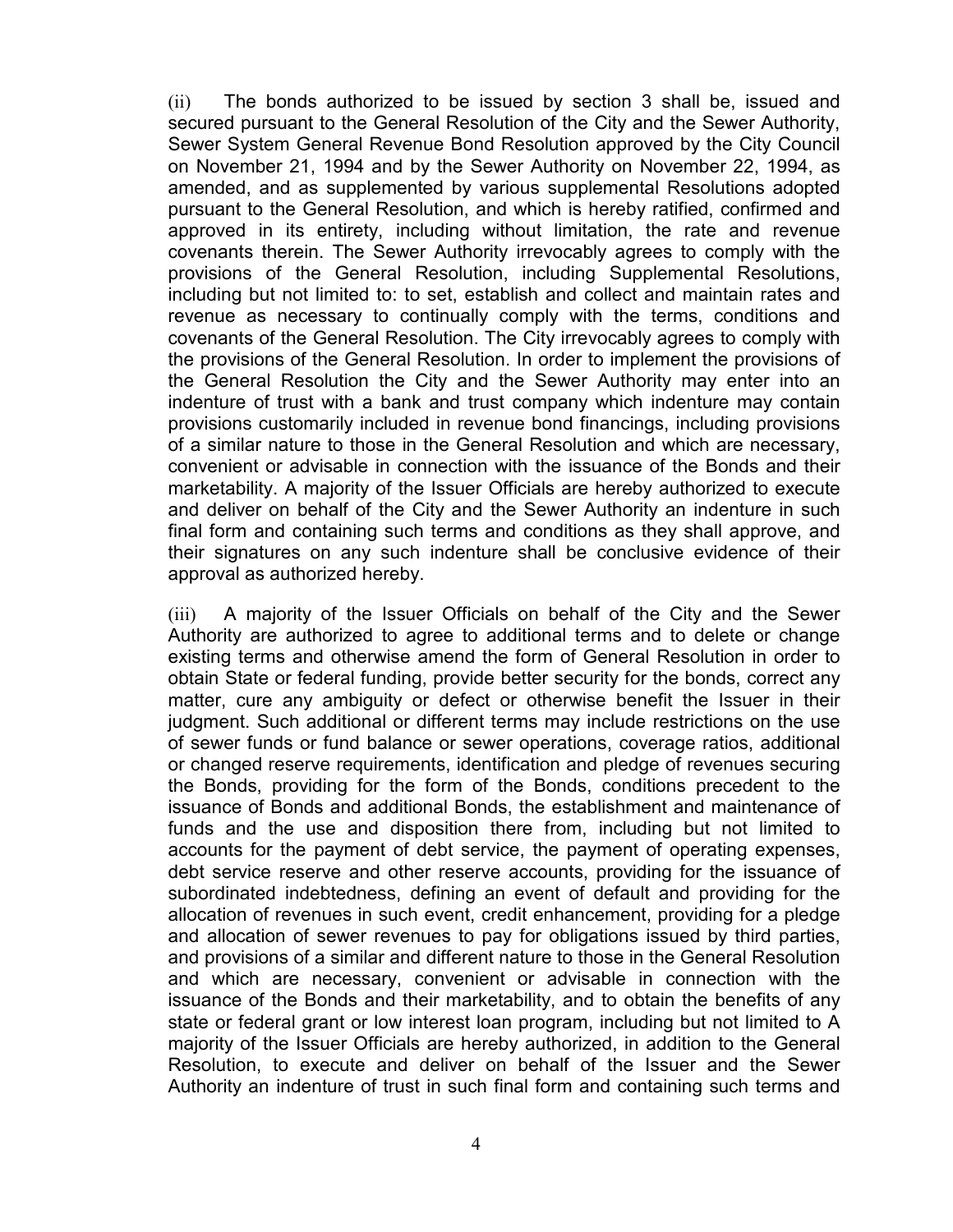(ii) The bonds authorized to be issued by section 3 shall be, issued and secured pursuant to the General Resolution of the City and the Sewer Authority, Sewer System General Revenue Bond Resolution approved by the City Council on November 21, 1994 and by the Sewer Authority on November 22, 1994, as amended, and as supplemented by various supplemental Resolutions adopted pursuant to the General Resolution, and which is hereby ratified, confirmed and approved in its entirety, including without limitation, the rate and revenue covenants therein. The Sewer Authority irrevocably agrees to comply with the provisions of the General Resolution, including Supplemental Resolutions, including but not limited to: to set, establish and collect and maintain rates and revenue as necessary to continually comply with the terms, conditions and covenants of the General Resolution. The City irrevocably agrees to comply with the provisions of the General Resolution. In order to implement the provisions of the General Resolution the City and the Sewer Authority may enter into an indenture of trust with a bank and trust company which indenture may contain provisions customarily included in revenue bond financings, including provisions of a similar nature to those in the General Resolution and which are necessary, convenient or advisable in connection with the issuance of the Bonds and their marketability. A majority of the Issuer Officials are hereby authorized to execute and deliver on behalf of the City and the Sewer Authority an indenture in such final form and containing such terms and conditions as they shall approve, and their signatures on any such indenture shall be conclusive evidence of their approval as authorized hereby.

(iii) A majority of the Issuer Officials on behalf of the City and the Sewer Authority are authorized to agree to additional terms and to delete or change existing terms and otherwise amend the form of General Resolution in order to obtain State or federal funding, provide better security for the bonds, correct any matter, cure any ambiguity or defect or otherwise benefit the Issuer in their judgment. Such additional or different terms may include restrictions on the use of sewer funds or fund balance or sewer operations, coverage ratios, additional or changed reserve requirements, identification and pledge of revenues securing the Bonds, providing for the form of the Bonds, conditions precedent to the issuance of Bonds and additional Bonds, the establishment and maintenance of funds and the use and disposition there from, including but not limited to accounts for the payment of debt service, the payment of operating expenses, debt service reserve and other reserve accounts, providing for the issuance of subordinated indebtedness, defining an event of default and providing for the allocation of revenues in such event, credit enhancement, providing for a pledge and allocation of sewer revenues to pay for obligations issued by third parties, and provisions of a similar and different nature to those in the General Resolution and which are necessary, convenient or advisable in connection with the issuance of the Bonds and their marketability, and to obtain the benefits of any state or federal grant or low interest loan program, including but not limited to A majority of the Issuer Officials are hereby authorized, in addition to the General Resolution, to execute and deliver on behalf of the Issuer and the Sewer Authority an indenture of trust in such final form and containing such terms and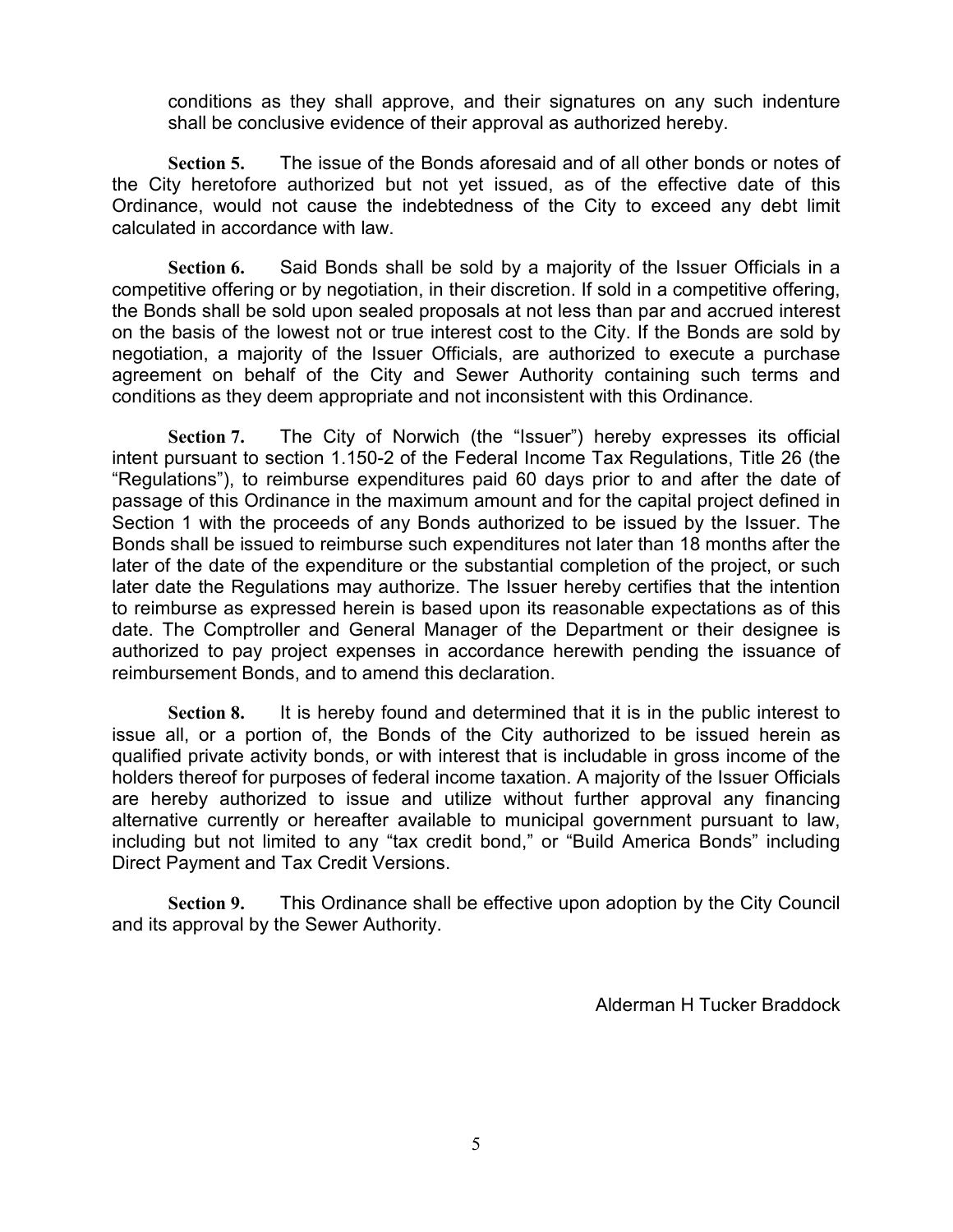conditions as they shall approve, and their signatures on any such indenture shall be conclusive evidence of their approval as authorized hereby.

**Section 5.** The issue of the Bonds aforesaid and of all other bonds or notes of the City heretofore authorized but not yet issued, as of the effective date of this Ordinance, would not cause the indebtedness of the City to exceed any debt limit calculated in accordance with law.

**Section 6.** Said Bonds shall be sold by a majority of the Issuer Officials in a competitive offering or by negotiation, in their discretion. If sold in a competitive offering, the Bonds shall be sold upon sealed proposals at not less than par and accrued interest on the basis of the lowest not or true interest cost to the City. If the Bonds are sold by negotiation, a majority of the Issuer Officials, are authorized to execute a purchase agreement on behalf of the City and Sewer Authority containing such terms and conditions as they deem appropriate and not inconsistent with this Ordinance.

**Section 7.** The City of Norwich (the "Issuer") hereby expresses its official intent pursuant to section 1.150-2 of the Federal Income Tax Regulations, Title 26 (the "Regulations"), to reimburse expenditures paid 60 days prior to and after the date of passage of this Ordinance in the maximum amount and for the capital project defined in Section 1 with the proceeds of any Bonds authorized to be issued by the Issuer. The Bonds shall be issued to reimburse such expenditures not later than 18 months after the later of the date of the expenditure or the substantial completion of the project, or such later date the Regulations may authorize. The Issuer hereby certifies that the intention to reimburse as expressed herein is based upon its reasonable expectations as of this date. The Comptroller and General Manager of the Department or their designee is authorized to pay project expenses in accordance herewith pending the issuance of reimbursement Bonds, and to amend this declaration.

**Section 8.** It is hereby found and determined that it is in the public interest to issue all, or a portion of, the Bonds of the City authorized to be issued herein as qualified private activity bonds, or with interest that is includable in gross income of the holders thereof for purposes of federal income taxation. A majority of the Issuer Officials are hereby authorized to issue and utilize without further approval any financing alternative currently or hereafter available to municipal government pursuant to law, including but not limited to any "tax credit bond," or "Build America Bonds" including Direct Payment and Tax Credit Versions.

**Section 9.** This Ordinance shall be effective upon adoption by the City Council and its approval by the Sewer Authority.

Alderman H Tucker Braddock